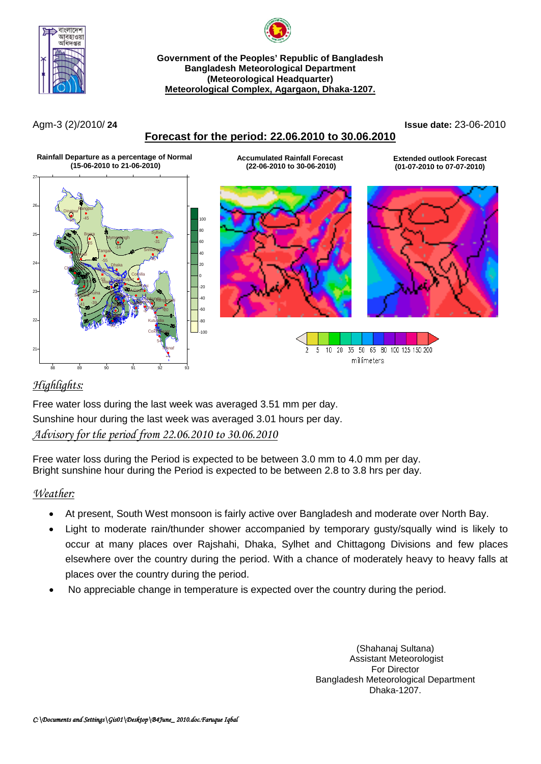**Government of the Peoples' Republic of Bangladesh**
**Bangladesh Meteorological Department**
**(Meteorological Headquarter)**
**Meteorological Complex, Agargaon, Dhaka-1207.**

Agm-3 (2)/2010/ **24** **Issue date:** 23-06-2010

## Forecast for the period: 22.06.2010 to 30.06.2010

**Rainfall Departure as a percentage of Normal (15-06-2010 to 21-06-2010)**

**Accumulated Rainfall Forecast (22-06-2010 to 30-06-2010)**

**Extended outlook Forecast (01-07-2010 to 07-07-2010)**

### *Highlights:*

Free water loss during the last week was averaged 3.51 mm per day.
Sunshine hour during the last week was averaged 3.01 hours per day.

### *Advisory for the period from 22.06.2010 to 30.06.2010*

Free water loss during the Period is expected to be between 3.0 mm to 4.0 mm per day.
Bright sunshine hour during the Period is expected to be between 2.8 to 3.8 hrs per day.

### *Weather:*

- At present, South West monsoon is fairly active over Bangladesh and moderate over North Bay.
- Light to moderate rain/thunder shower accompanied by temporary gusty/squally wind is likely to occur at many places over Rajshahi, Dhaka, Sylhet and Chittagong Divisions and few places elsewhere over the country during the period. With a chance of moderately heavy to heavy falls at places over the country during the period.
- No appreciable change in temperature is expected over the country during the period.

(Shahanaj Sultana)
Assistant Meteorologist
For Director
Bangladesh Meteorological Department
Dhaka-1207.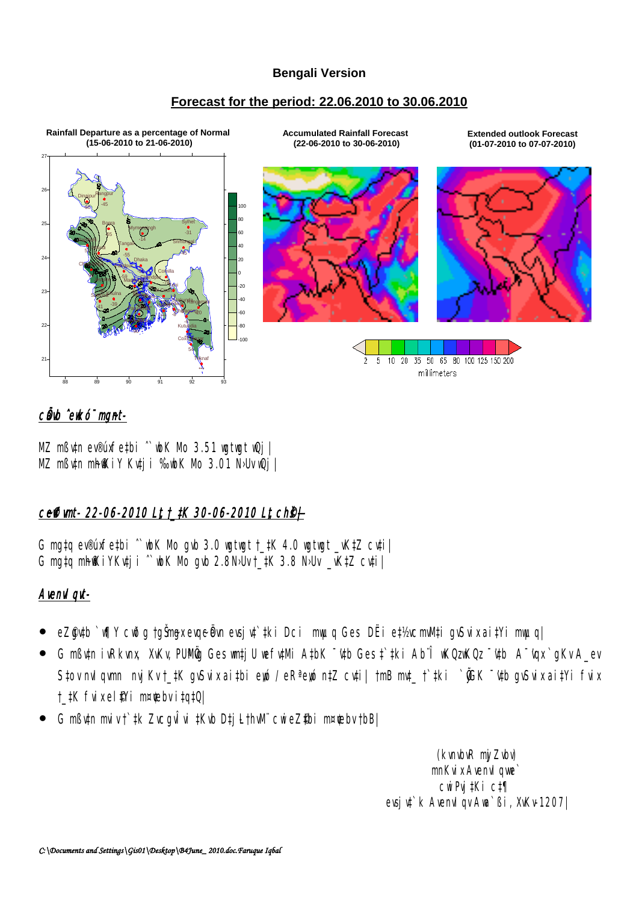**Bengali Version**

**Forecast for the period: 22.06.2010 to 30.06.2010**

Rainfall Departure as a percentage of Normal (15-06-2010 to 21-06-2010)

Accumulated Rainfall Forecast (22-06-2010 to 30-06-2010)

Extended outlook Forecast (01-07-2010 to 07-07-2010)

2 5 10 20 35 50 65 80 100 125 150 200
millimeters

***c~e©eZ©x mßvn-***

MZ mßv‡n ev®úxfe‡bi ˆ`wbK Mo 3.51 wgtwgt wQj|
MZ mßv‡n m~h©wKiY Kv‡ji ‰`wbK Mo 3.01 N›UvwQj|

***ce©vfvmt- 22-06-2010 Lªxt †_‡K 30-06-2010 Lªxt ch©š—***

G mg‡q ev®úxfe‡bi ˆ`wbK Mo gvb 3.0 wgtwgt †_‡K 4.0 wgtwgt _vK‡Z cv‡i|
G mg‡q m~h©wKiYKv‡ji ˆ`wbK Mo gvb 2.8N›Uv †_‡K 3.8 N›Uv _vK‡Z cv‡i|

***Avenvl qvt-***

- eZ©gv‡b `wÿY cwð g †gŠmygx evqy-cÖevn evsjv‡`‡ki Dci mwµq Ges DËi e‡½vcmvM‡i gvSvix ai‡Yi mwµq|
- G mßv‡n ivRkvnx, XvKv, PUªMÖvg Ges wm‡jU wefv‡Mi A‡bK ¯'v‡b Ges †`‡ki Ab¨Î wKQzwKQz ¯'v‡b A¯'vqx `gKv A_ev S‡ov nvIqvmn nvjKv †_‡K gvSvix ai‡bi ewó / eRªewó n‡Z cv‡i| †mB mv‡_ †`‡ki `yÕGK ¯'v‡b gvSvix ai‡Yi fvix †_‡K fvix el©Y m¤¢vebv i‡q‡Q|
- G mßv‡n mviv †`‡k ZvcgvÎv †Kvb D‡jL‡hvM¨ cwieZ©‡bi m¤¢vebv †bB|

(kvnvbvR myjZvbv)
mnKvix Avenvl qwe`
cwiPvj‡Ki c‡¶
evsjv‡`k Avenvl qv Awa`ßi, XvKv-1207|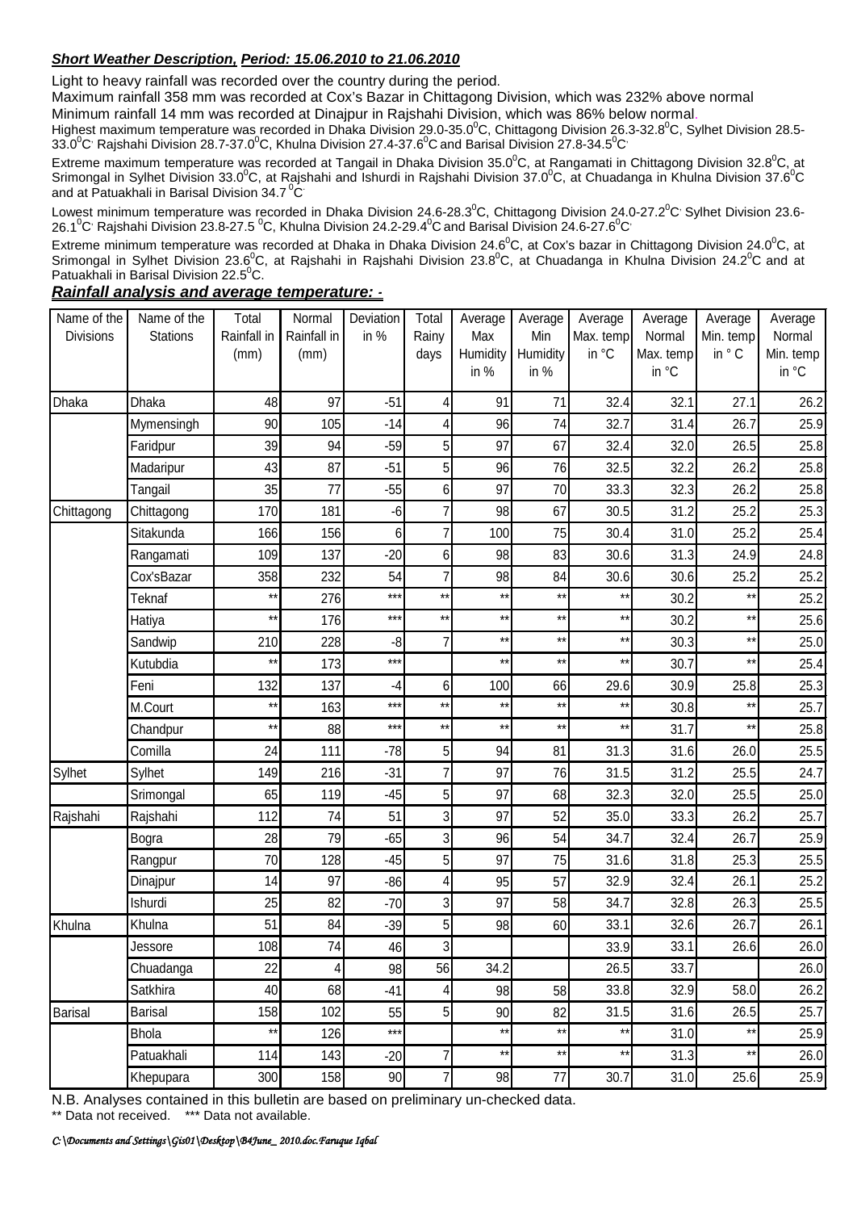***Short Weather Description, Period: 15.06.2010 to 21.06.2010***

Light to heavy rainfall was recorded over the country during the period.

Maximum rainfall 358 mm was recorded at Cox's Bazar in Chittagong Division, which was 232% above normal

Minimum rainfall 14 mm was recorded at Dinajpur in Rajshahi Division, which was 86% below normal.

Highest maximum temperature was recorded in Dhaka Division 29.0-35.0$^{0}$C, Chittagong Division 26.3-32.8$^{0}$C, Sylhet Division 28.5-33.0$^{0}$C· Rajshahi Division 28.7-37.0$^{0}$C, Khulna Division 27.4-37.6$^{0}$C and Barisal Division 27.8-34.5$^{0}$C·

Extreme maximum temperature was recorded at Tangail in Dhaka Division 35.0$^{0}$C, at Rangamati in Chittagong Division 32.8$^{0}$C, at Srimongal in Sylhet Division 33.0$^{0}$C, at Rajshahi and Ishurdi in Rajshahi Division 37.0$^{0}$C, at Chuadanga in Khulna Division 37.6$^{0}$C and at Patuakhali in Barisal Division 34.7$^{0}$C·

Lowest minimum temperature was recorded in Dhaka Division 24.6-28.3$^{0}$C, Chittagong Division 24.0-27.2$^{0}$C· Sylhet Division 23.6-26.1$^{0}$C· Rajshahi Division 23.8-27.5$^{0}$C, Khulna Division 24.2-29.4$^{0}$C and Barisal Division 24.6-27.6$^{0}$C·

Extreme minimum temperature was recorded at Dhaka in Dhaka Division 24.6$^{0}$C, at Cox's bazar in Chittagong Division 24.0$^{0}$C, at Srimongal in Sylhet Division 23.6$^{0}$C, at Rajshahi in Rajshahi Division 23.8$^{0}$C, at Chuadanga in Khulna Division 24.2$^{0}$C and at Patuakhali in Barisal Division 22.5$^{0}$C.

***Rainfall analysis and average temperature: -***

| Name of the Divisions | Name of the Stations | Total Rainfall in (mm) | Normal Rainfall in (mm) | Deviation in % | Total Rainy days | Average Max Humidity in % | Average Min Humidity in % | Average Max. temp in °C | Average Normal Max. temp in °C | Average Min. temp in ° C | Average Normal Min. temp in °C |
|---|---|---|---|---|---|---|---|---|---|---|---|
| Dhaka | Dhaka | 48 | 97 | -51 | 4 | 91 | 71 | 32.4 | 32.1 | 27.1 | 26.2 |
| | Mymensingh | 90 | 105 | -14 | 4 | 96 | 74 | 32.7 | 31.4 | 26.7 | 25.9 |
| | Faridpur | 39 | 94 | -59 | 5 | 97 | 67 | 32.4 | 32.0 | 26.5 | 25.8 |
| | Madaripur | 43 | 87 | -51 | 5 | 96 | 76 | 32.5 | 32.2 | 26.2 | 25.8 |
| | Tangail | 35 | 77 | -55 | 6 | 97 | 70 | 33.3 | 32.3 | 26.2 | 25.8 |
| Chittagong | Chittagong | 170 | 181 | -6 | 7 | 98 | 67 | 30.5 | 31.2 | 25.2 | 25.3 |
| | Sitakunda | 166 | 156 | 6 | 7 | 100 | 75 | 30.4 | 31.0 | 25.2 | 25.4 |
| | Rangamati | 109 | 137 | -20 | 6 | 98 | 83 | 30.6 | 31.3 | 24.9 | 24.8 |
| | Cox'sBazar | 358 | 232 | 54 | 7 | 98 | 84 | 30.6 | 30.6 | 25.2 | 25.2 |
| | Teknaf | ** | 276 | *** | ** | ** | ** | ** | 30.2 | ** | 25.2 |
| | Hatiya | ** | 176 | *** | ** | ** | ** | ** | 30.2 | ** | 25.6 |
| | Sandwip | 210 | 228 | -8 | 7 | ** | ** | ** | 30.3 | ** | 25.0 |
| | Kutubdia | ** | 173 | *** | | ** | ** | ** | 30.7 | ** | 25.4 |
| | Feni | 132 | 137 | -4 | 6 | 100 | 66 | 29.6 | 30.9 | 25.8 | 25.3 |
| | M.Court | ** | 163 | *** | ** | ** | ** | ** | 30.8 | ** | 25.7 |
| | Chandpur | ** | 88 | *** | ** | ** | ** | ** | 31.7 | ** | 25.8 |
| | Comilla | 24 | 111 | -78 | 5 | 94 | 81 | 31.3 | 31.6 | 26.0 | 25.5 |
| Sylhet | Sylhet | 149 | 216 | -31 | 7 | 97 | 76 | 31.5 | 31.2 | 25.5 | 24.7 |
| | Srimongal | 65 | 119 | -45 | 5 | 97 | 68 | 32.3 | 32.0 | 25.5 | 25.0 |
| Rajshahi | Rajshahi | 112 | 74 | 51 | 3 | 97 | 52 | 35.0 | 33.3 | 26.2 | 25.7 |
| | Bogra | 28 | 79 | -65 | 3 | 96 | 54 | 34.7 | 32.4 | 26.7 | 25.9 |
| | Rangpur | 70 | 128 | -45 | 5 | 97 | 75 | 31.6 | 31.8 | 25.3 | 25.5 |
| | Dinajpur | 14 | 97 | -86 | 4 | 95 | 57 | 32.9 | 32.4 | 26.1 | 25.2 |
| | Ishurdi | 25 | 82 | -70 | 3 | 97 | 58 | 34.7 | 32.8 | 26.3 | 25.5 |
| Khulna | Khulna | 51 | 84 | -39 | 5 | 98 | 60 | 33.1 | 32.6 | 26.7 | 26.1 |
| | Jessore | 108 | 74 | 46 | 3 | | | 33.9 | 33.1 | 26.6 | 26.0 |
| | Chuadanga | 22 | 4 | 98 | 56 | 34.2 | | 26.5 | 33.7 | | 26.0 |
| | Satkhira | 40 | 68 | -41 | 4 | 98 | 58 | 33.8 | 32.9 | 58.0 | 26.2 |
| Barisal | Barisal | 158 | 102 | 55 | 5 | 90 | 82 | 31.5 | 31.6 | 26.5 | 25.7 |
| | Bhola | ** | 126 | *** | | ** | ** | ** | 31.0 | ** | 25.9 |
| | Patuakhali | 114 | 143 | -20 | 7 | ** | ** | ** | 31.3 | ** | 26.0 |
| | Khepupara | 300 | 158 | 90 | 7 | 98 | 77 | 30.7 | 31.0 | 25.6 | 25.9 |

N.B. Analyses contained in this bulletin are based on preliminary un-checked data.

** Data not received. *** Data not available.